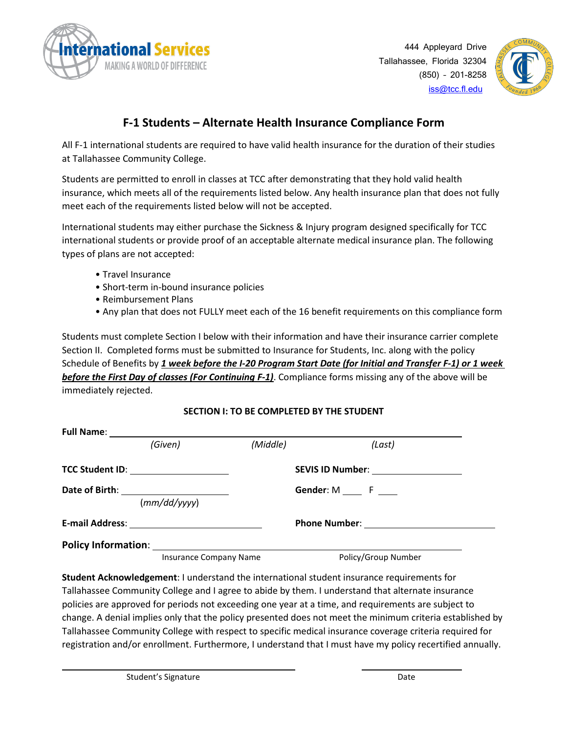International Services
MAKING A WORLD OF DIFFERENCE

444 Appleyard Drive
Tallahassee, Florida 32304
(850) - 201-8258
iss@tcc.fl.edu

# F-1 Students – Alternate Health Insurance Compliance Form

All F-1 international students are required to have valid health insurance for the duration of their studies at Tallahassee Community College.

Students are permitted to enroll in classes at TCC after demonstrating that they hold valid health insurance, which meets all of the requirements listed below. Any health insurance plan that does not fully meet each of the requirements listed below will not be accepted.

International students may either purchase the Sickness & Injury program designed specifically for TCC international students or provide proof of an acceptable alternate medical insurance plan. The following types of plans are not accepted:

- Travel Insurance
- Short-term in-bound insurance policies
- Reimbursement Plans
- Any plan that does not FULLY meet each of the 16 benefit requirements on this compliance form

Students must complete Section I below with their information and have their insurance carrier complete Section II. Completed forms must be submitted to Insurance for Students, Inc. along with the policy Schedule of Benefits by ***1 week before the I-20 Program Start Date (for Initial and Transfer F-1) or 1 week before the First Day of classes (For Continuing F-1)***. Compliance forms missing any of the above will be immediately rejected.

### SECTION I: TO BE COMPLETED BY THE STUDENT

**Full Name**: ______________________________________________
*(Given)* *(Middle)* *(Last)*

**TCC Student ID**: ____________________ **SEVIS ID Number**: ____________________

**Date of Birth**: ____________________ **Gender**: M ____ F ____
*(mm/dd/yyyy)*

**E-mail Address**: ____________________ **Phone Number**: ____________________

**Policy Information**: ______________________________________________
Insurance Company Name Policy/Group Number

**Student Acknowledgement**: I understand the international student insurance requirements for Tallahassee Community College and I agree to abide by them. I understand that alternate insurance policies are approved for periods not exceeding one year at a time, and requirements are subject to change. A denial implies only that the policy presented does not meet the minimum criteria established by Tallahassee Community College with respect to specific medical insurance coverage criteria required for registration and/or enrollment. Furthermore, I understand that I must have my policy recertified annually.

______________________________ ____________________
Student's Signature Date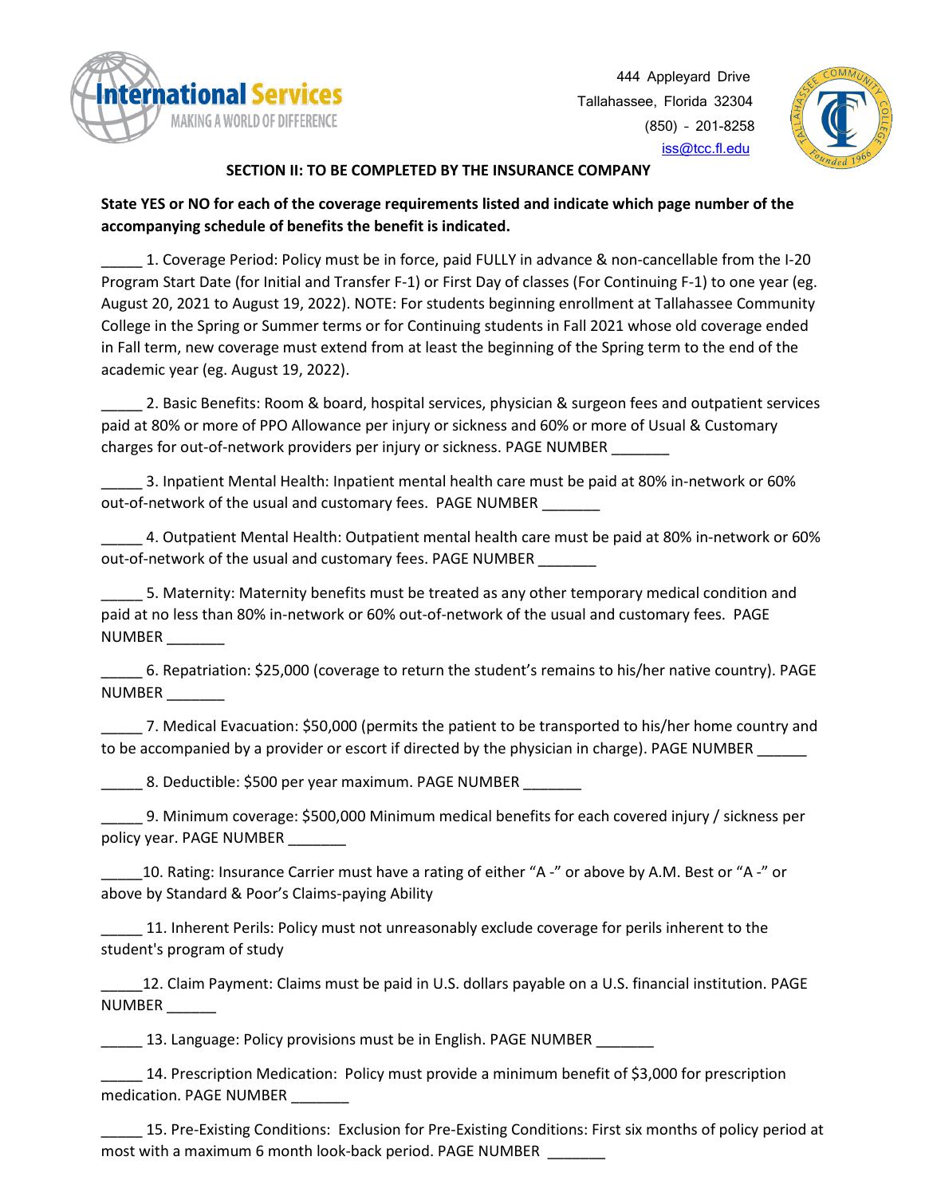444 Appleyard Drive
Tallahassee, Florida 32304
(850) - 201-8258
iss@tcc.fl.edu

## SECTION II: TO BE COMPLETED BY THE INSURANCE COMPANY

**State YES or NO for each of the coverage requirements listed and indicate which page number of the accompanying schedule of benefits the benefit is indicated.**

_____ 1. Coverage Period: Policy must be in force, paid FULLY in advance & non-cancellable from the I-20 Program Start Date (for Initial and Transfer F-1) or First Day of classes (For Continuing F-1) to one year (eg. August 20, 2021 to August 19, 2022). NOTE: For students beginning enrollment at Tallahassee Community College in the Spring or Summer terms or for Continuing students in Fall 2021 whose old coverage ended in Fall term, new coverage must extend from at least the beginning of the Spring term to the end of the academic year (eg. August 19, 2022).

_____ 2. Basic Benefits: Room & board, hospital services, physician & surgeon fees and outpatient services paid at 80% or more of PPO Allowance per injury or sickness and 60% or more of Usual & Customary charges for out-of-network providers per injury or sickness. PAGE NUMBER _______

_____ 3. Inpatient Mental Health: Inpatient mental health care must be paid at 80% in-network or 60% out-of-network of the usual and customary fees. PAGE NUMBER _______

_____ 4. Outpatient Mental Health: Outpatient mental health care must be paid at 80% in-network or 60% out-of-network of the usual and customary fees. PAGE NUMBER _______

_____ 5. Maternity: Maternity benefits must be treated as any other temporary medical condition and paid at no less than 80% in-network or 60% out-of-network of the usual and customary fees. PAGE NUMBER _______

_____ 6. Repatriation: $25,000 (coverage to return the student's remains to his/her native country). PAGE NUMBER _______

_____ 7. Medical Evacuation: $50,000 (permits the patient to be transported to his/her home country and to be accompanied by a provider or escort if directed by the physician in charge). PAGE NUMBER ______

_____ 8. Deductible: $500 per year maximum. PAGE NUMBER _______

_____ 9. Minimum coverage: $500,000 Minimum medical benefits for each covered injury / sickness per policy year. PAGE NUMBER _______

_____10. Rating: Insurance Carrier must have a rating of either "A -" or above by A.M. Best or "A -" or above by Standard & Poor's Claims-paying Ability

_____ 11. Inherent Perils: Policy must not unreasonably exclude coverage for perils inherent to the student's program of study

_____12. Claim Payment: Claims must be paid in U.S. dollars payable on a U.S. financial institution. PAGE NUMBER ______

_____ 13. Language: Policy provisions must be in English. PAGE NUMBER _______

_____ 14. Prescription Medication: Policy must provide a minimum benefit of $3,000 for prescription medication. PAGE NUMBER _______

_____ 15. Pre-Existing Conditions: Exclusion for Pre-Existing Conditions: First six months of policy period at most with a maximum 6 month look-back period. PAGE NUMBER _______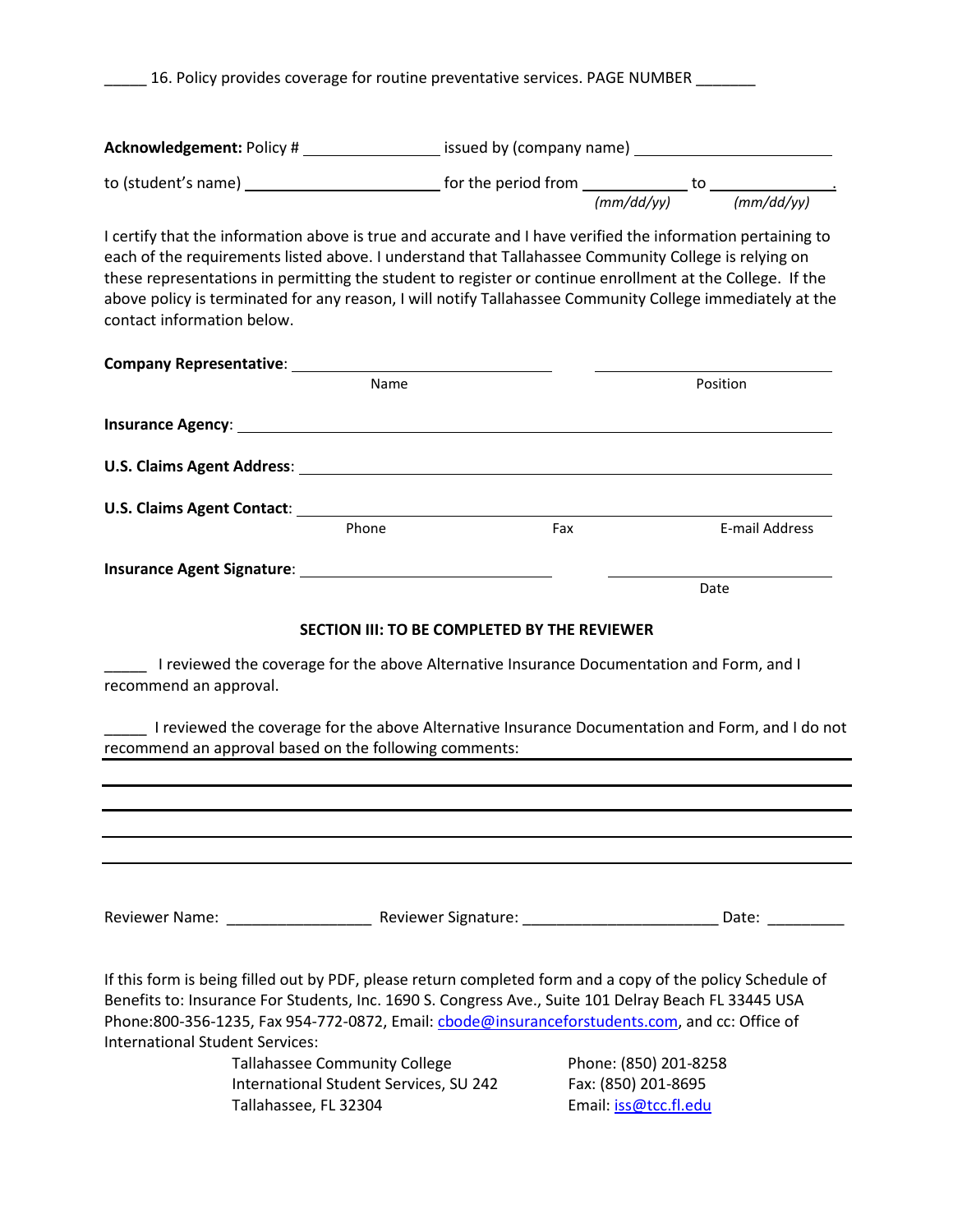_____ 16. Policy provides coverage for routine preventative services. PAGE NUMBER _______

**Acknowledgement:** Policy # ________________ issued by (company name) ______________________

to (student's name) ______________________ for the period from ____________ to ______________.
*(mm/dd/yy)* *(mm/dd/yy)*

I certify that the information above is true and accurate and I have verified the information pertaining to each of the requirements listed above. I understand that Tallahassee Community College is relying on these representations in permitting the student to register or continue enrollment at the College. If the above policy is terminated for any reason, I will notify Tallahassee Community College immediately at the contact information below.

**Company Representative**: ______________________________ ______________________________
Name Position

**Insurance Agency**: ____________________________________________________________

**U.S. Claims Agent Address**: ____________________________________________________________

**U.S. Claims Agent Contact**: ____________________________________________________________
Phone Fax E-mail Address

**Insurance Agent Signature**: ______________________________ ______________________________
Date

### SECTION III: TO BE COMPLETED BY THE REVIEWER

_____ I reviewed the coverage for the above Alternative Insurance Documentation and Form, and I recommend an approval.

_____ I reviewed the coverage for the above Alternative Insurance Documentation and Form, and I do not recommend an approval based on the following comments:

____________________________________________________________

____________________________________________________________

____________________________________________________________

____________________________________________________________

____________________________________________________________

Reviewer Name: _________________ Reviewer Signature: _______________________ Date: _________

If this form is being filled out by PDF, please return completed form and a copy of the policy Schedule of Benefits to: Insurance For Students, Inc. 1690 S. Congress Ave., Suite 101 Delray Beach FL 33445 USA Phone:800-356-1235, Fax 954-772-0872, Email: cbode@insuranceforstudents.com, and cc: Office of International Student Services:

Tallahassee Community College
International Student Services, SU 242
Tallahassee, FL 32304

Phone: (850) 201-8258
Fax: (850) 201-8695
Email: iss@tcc.fl.edu